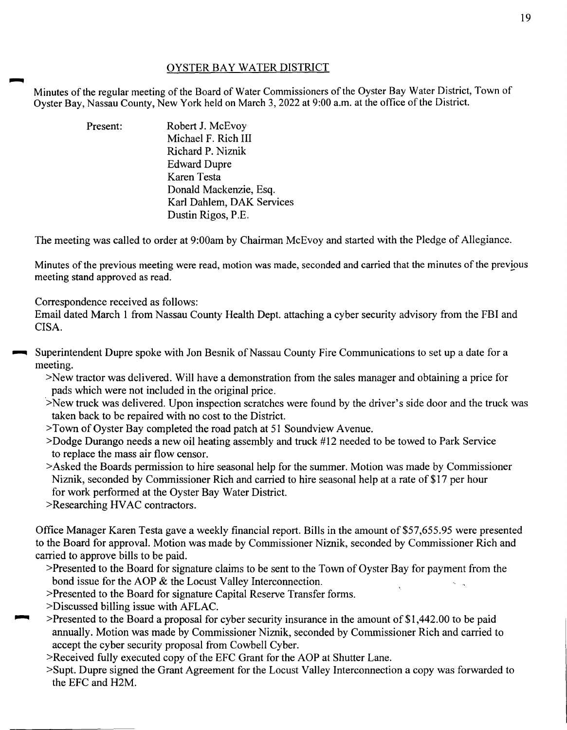## OYSTER BAY WATER DISTRICT

Minutes of the regular meeting of the Board of Water Commissioners of the Oyster Bay Water District, Town of Oyster Bay, Nassau County, New York held on March 3, 2022 at 9:00 a.m. at the office of the District.

Present:
- Robert J. McEvoy
- Michael F. Rich III
- Richard P. Niznik
- Edward Dupre
- Karen Testa
- Donald Mackenzie, Esq.
- Karl Dahlem, DAK Services
- Dustin Rigos, P.E.

The meeting was called to order at 9:00am by Chairman McEvoy and started with the Pledge of Allegiance.

Minutes of the previous meeting were read, motion was made, seconded and carried that the minutes of the previous meeting stand approved as read.

Correspondence received as follows:
Email dated March 1 from Nassau County Health Dept. attaching a cyber security advisory from the FBI and CISA.

Superintendent Dupre spoke with Jon Besnik of Nassau County Fire Communications to set up a date for a meeting.

>New tractor was delivered. Will have a demonstration from the sales manager and obtaining a price for pads which were not included in the original price.

>New truck was delivered. Upon inspection scratches were found by the driver's side door and the truck was taken back to be repaired with no cost to the District.

>Town of Oyster Bay completed the road patch at 51 Soundview Avenue.

>Dodge Durango needs a new oil heating assembly and truck #12 needed to be towed to Park Service to replace the mass air flow censor.

>Asked the Boards permission to hire seasonal help for the summer. Motion was made by Commissioner Niznik, seconded by Commissioner Rich and carried to hire seasonal help at a rate of $17 per hour for work performed at the Oyster Bay Water District.

>Researching HVAC contractors.

Office Manager Karen Testa gave a weekly financial report. Bills in the amount of $57,655.95 were presented to the Board for approval. Motion was made by Commissioner Niznik, seconded by Commissioner Rich and carried to approve bills to be paid.

>Presented to the Board for signature claims to be sent to the Town of Oyster Bay for payment from the bond issue for the AOP & the Locust Valley Interconnection.

>Presented to the Board for signature Capital Reserve Transfer forms.

>Discussed billing issue with AFLAC.

>Presented to the Board a proposal for cyber security insurance in the amount of $1,442.00 to be paid annually. Motion was made by Commissioner Niznik, seconded by Commissioner Rich and carried to accept the cyber security proposal from Cowbell Cyber.

>Received fully executed copy of the EFC Grant for the AOP at Shutter Lane.

>Supt. Dupre signed the Grant Agreement for the Locust Valley Interconnection a copy was forwarded to the EFC and H2M.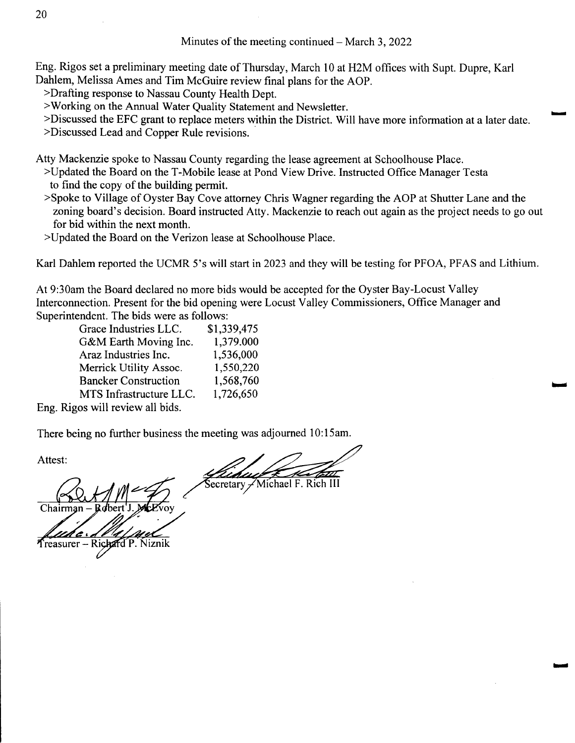Minutes of the meeting continued – March 3, 2022

Eng. Rigos set a preliminary meeting date of Thursday, March 10 at H2M offices with Supt. Dupre, Karl Dahlem, Melissa Ames and Tim McGuire review final plans for the AOP.

>Drafting response to Nassau County Health Dept.
>Working on the Annual Water Quality Statement and Newsletter.
>Discussed the EFC grant to replace meters within the District. Will have more information at a later date.
>Discussed Lead and Copper Rule revisions.

Atty Mackenzie spoke to Nassau County regarding the lease agreement at Schoolhouse Place.

>Updated the Board on the T-Mobile lease at Pond View Drive. Instructed Office Manager Testa to find the copy of the building permit.
>Spoke to Village of Oyster Bay Cove attorney Chris Wagner regarding the AOP at Shutter Lane and the zoning board's decision. Board instructed Atty. Mackenzie to reach out again as the project needs to go out for bid within the next month.
>Updated the Board on the Verizon lease at Schoolhouse Place.

Karl Dahlem reported the UCMR 5's will start in 2023 and they will be testing for PFOA, PFAS and Lithium.

At 9:30am the Board declared no more bids would be accepted for the Oyster Bay-Locust Valley Interconnection. Present for the bid opening were Locust Valley Commissioners, Office Manager and Superintendent. The bids were as follows:

| | |
|---|---|
| Grace Industries LLC. | $1,339,475 |
| G&M Earth Moving Inc. | 1,379.000 |
| Araz Industries Inc. | 1,536,000 |
| Merrick Utility Assoc. | 1,550,220 |
| Bancker Construction | 1,568,760 |
| MTS Infrastructure LLC. | 1,726,650 |

Eng. Rigos will review all bids.

There being no further business the meeting was adjourned 10:15am.

Attest:

Secretary – Michael F. Rich III

Chairman – Robert J. McEvoy

Treasurer – Richard P. Niznik